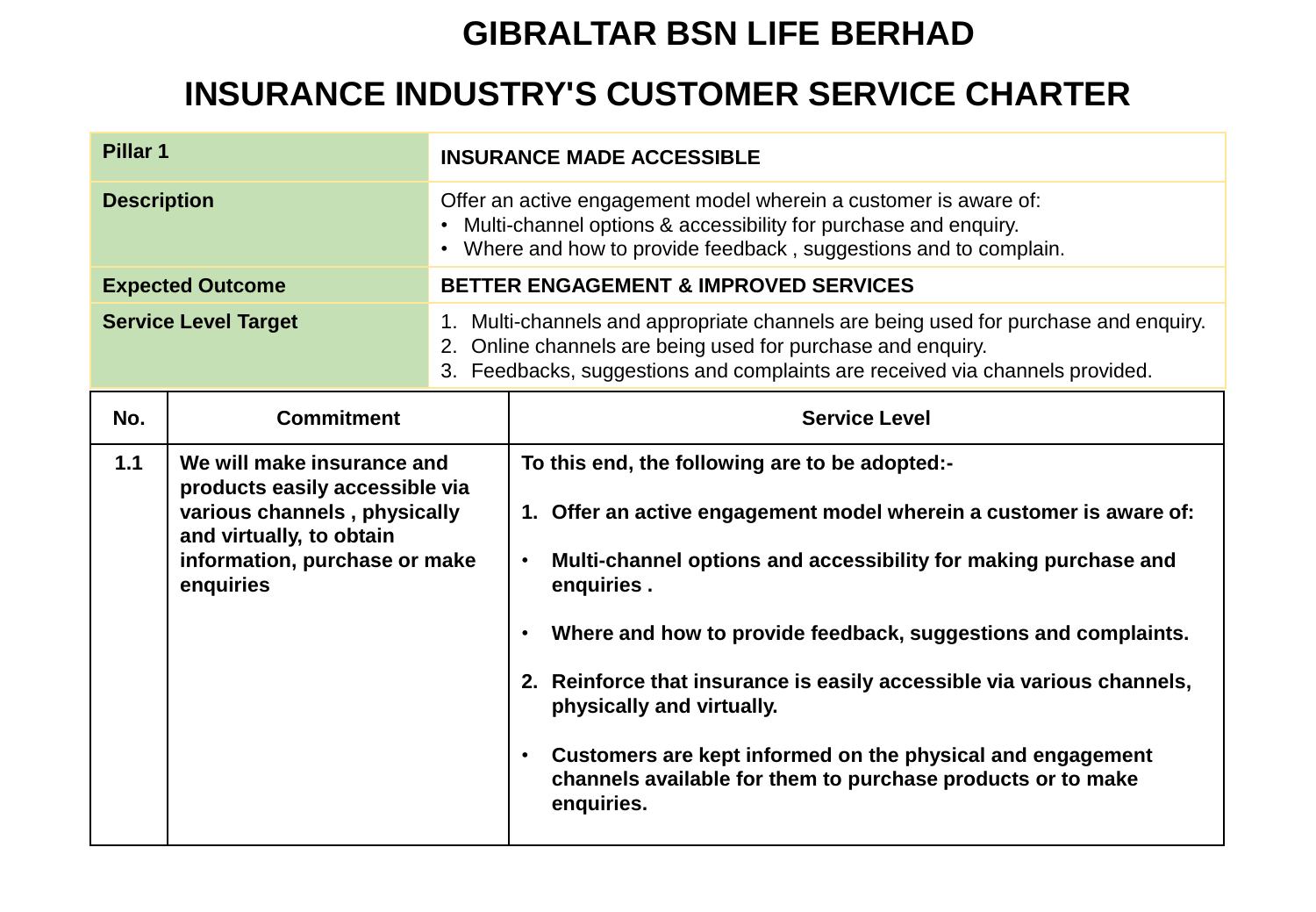# GIBRALTAR BSN LIFE BERHAD

# INSURANCE INDUSTRY'S CUSTOMER SERVICE CHARTER

| **Pillar 1** | **INSURANCE MADE ACCESSIBLE** |
|---|---|
| **Description** | Offer an active engagement model wherein a customer is aware of:<br>• Multi-channel options & accessibility for purchase and enquiry.<br>• Where and how to provide feedback , suggestions and to complain. |
| **Expected Outcome** | **BETTER ENGAGEMENT & IMPROVED SERVICES** |
| **Service Level Target** | 1. Multi-channels and appropriate channels are being used for purchase and enquiry.<br>2. Online channels are being used for purchase and enquiry.<br>3. Feedbacks, suggestions and complaints are received via channels provided. |

| No. | Commitment | Service Level |
|---|---|---|
| **1.1** | **We will make insurance and products easily accessible via various channels , physically and virtually, to obtain information, purchase or make enquiries** | **To this end, the following are to be adopted:-**<br><br>**1. Offer an active engagement model wherein a customer is aware of:**<br><br>• **Multi-channel options and accessibility for making purchase and enquiries .**<br><br>• **Where and how to provide feedback, suggestions and complaints.**<br><br>**2. Reinforce that insurance is easily accessible via various channels, physically and virtually.**<br><br>• **Customers are kept informed on the physical and engagement channels available for them to purchase products or to make enquiries.** |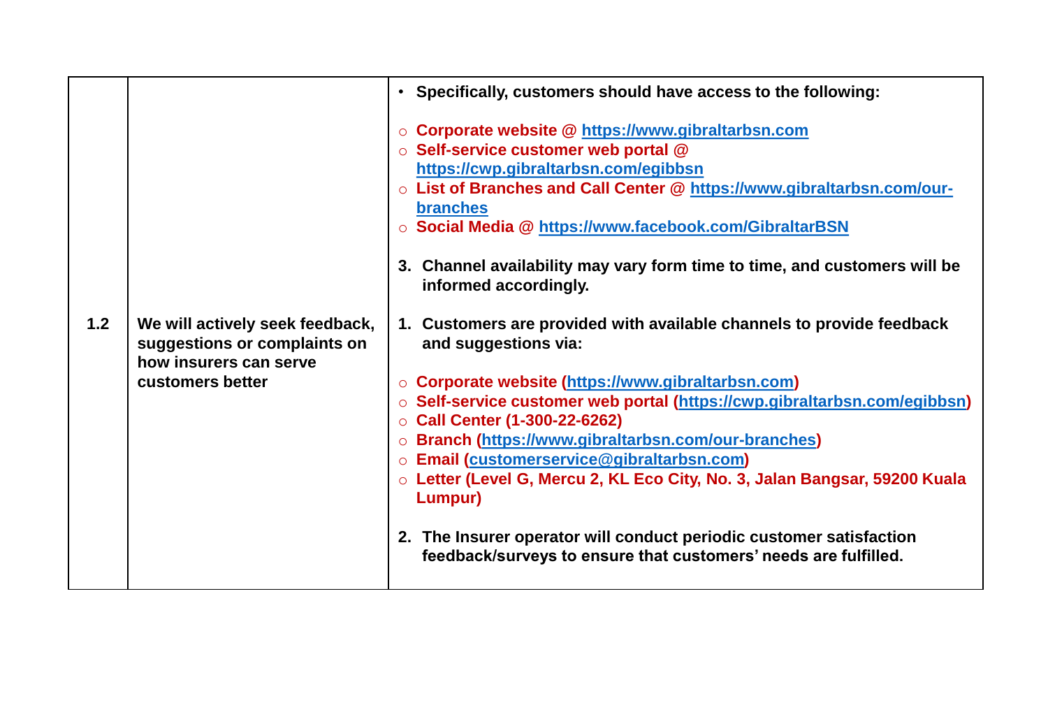| | | |
|---|---|---|
| 1.2 | **We will actively seek feedback, suggestions or complaints on how insurers can serve customers better** | • **Specifically, customers should have access to the following:**<br><br>○ **Corporate website @ https://www.gibraltarbsn.com**<br>○ **Self-service customer web portal @ https://cwp.gibraltarbsn.com/egibbsn**<br>○ **List of Branches and Call Center @ https://www.gibraltarbsn.com/our-branches**<br>○ **Social Media @ https://www.facebook.com/GibraltarBSN**<br><br>**3. Channel availability may vary form time to time, and customers will be informed accordingly.**<br><br>**1. Customers are provided with available channels to provide feedback and suggestions via:**<br><br>○ **Corporate website (https://www.gibraltarbsn.com)**<br>○ **Self-service customer web portal (https://cwp.gibraltarbsn.com/egibbsn)**<br>○ **Call Center (1-300-22-6262)**<br>○ **Branch (https://www.gibraltarbsn.com/our-branches)**<br>○ **Email (customerservice@gibraltarbsn.com)**<br>○ **Letter (Level G, Mercu 2, KL Eco City, No. 3, Jalan Bangsar, 59200 Kuala Lumpur)**<br><br>**2. The Insurer operator will conduct periodic customer satisfaction feedback/surveys to ensure that customers' needs are fulfilled.** |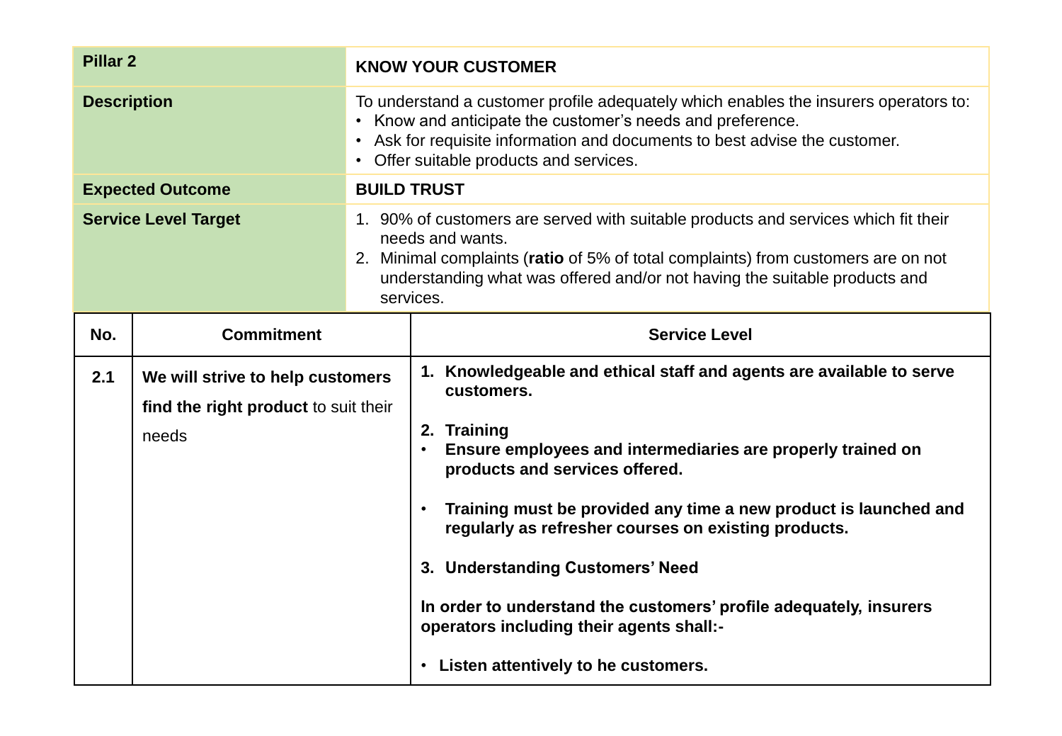| Pillar 2 | KNOW YOUR CUSTOMER |
|---|---|
| **Description** | To understand a customer profile adequately which enables the insurers operators to:<br>• Know and anticipate the customer's needs and preference.<br>• Ask for requisite information and documents to best advise the customer.<br>• Offer suitable products and services. |
| **Expected Outcome** | **BUILD TRUST** |
| **Service Level Target** | 1. 90% of customers are served with suitable products and services which fit their needs and wants.<br>2. Minimal complaints (**ratio** of 5% of total complaints) from customers are on not understanding what was offered and/or not having the suitable products and services. |

| No. | Commitment | Service Level |
|---|---|---|
| **2.1** | **We will strive to help customers find the right product** to suit their needs | **1. Knowledgeable and ethical staff and agents are available to serve customers.**<br><br>**2. Training**<br>• **Ensure employees and intermediaries are properly trained on products and services offered.**<br><br>• **Training must be provided any time a new product is launched and regularly as refresher courses on existing products.**<br><br>**3. Understanding Customers' Need**<br><br>**In order to understand the customers' profile adequately, insurers operators including their agents shall:-**<br><br>• **Listen attentively to he customers.** |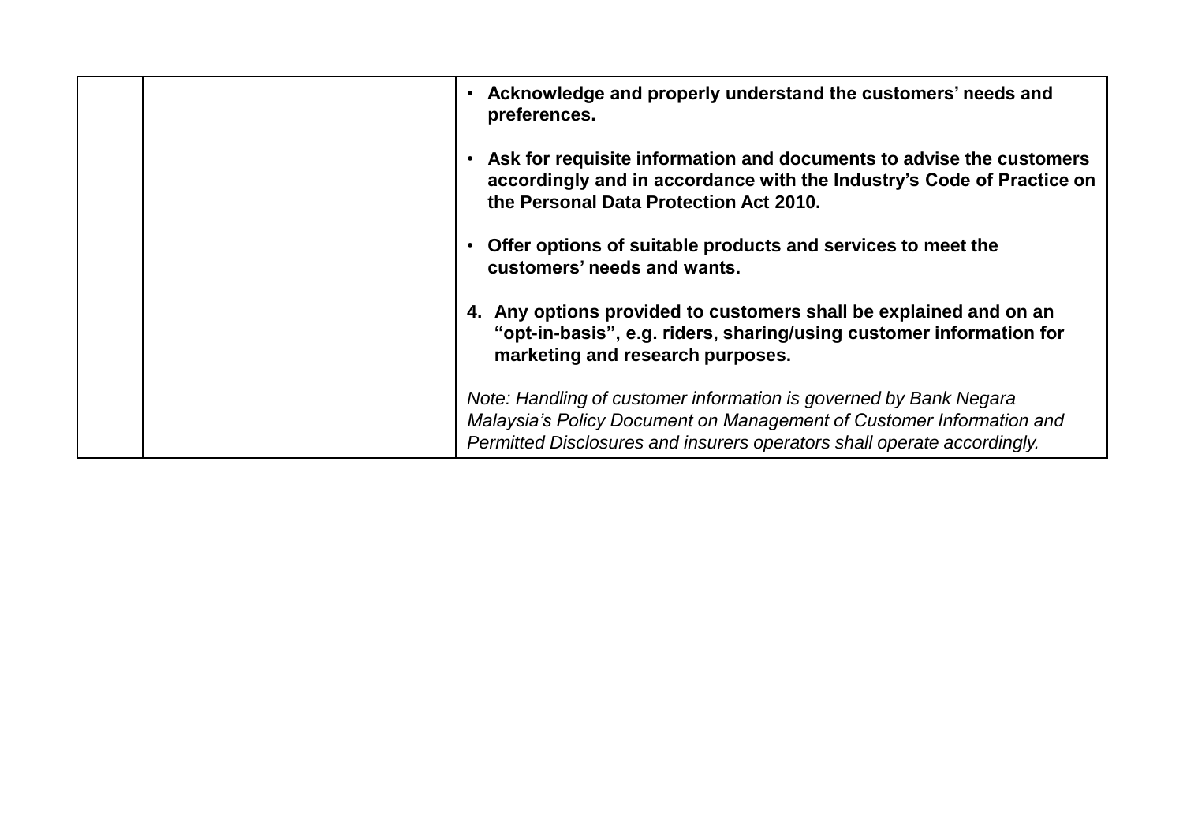|  |  |  |
|---|---|---|
|  |  | • **Acknowledge and properly understand the customers' needs and preferences.**<br><br>• **Ask for requisite information and documents to advise the customers accordingly and in accordance with the Industry's Code of Practice on the Personal Data Protection Act 2010.**<br><br>• **Offer options of suitable products and services to meet the customers' needs and wants.**<br><br>**4. Any options provided to customers shall be explained and on an "opt-in-basis", e.g. riders, sharing/using customer information for marketing and research purposes.**<br><br>*Note: Handling of customer information is governed by Bank Negara Malaysia's Policy Document on Management of Customer Information and Permitted Disclosures and insurers operators shall operate accordingly.* |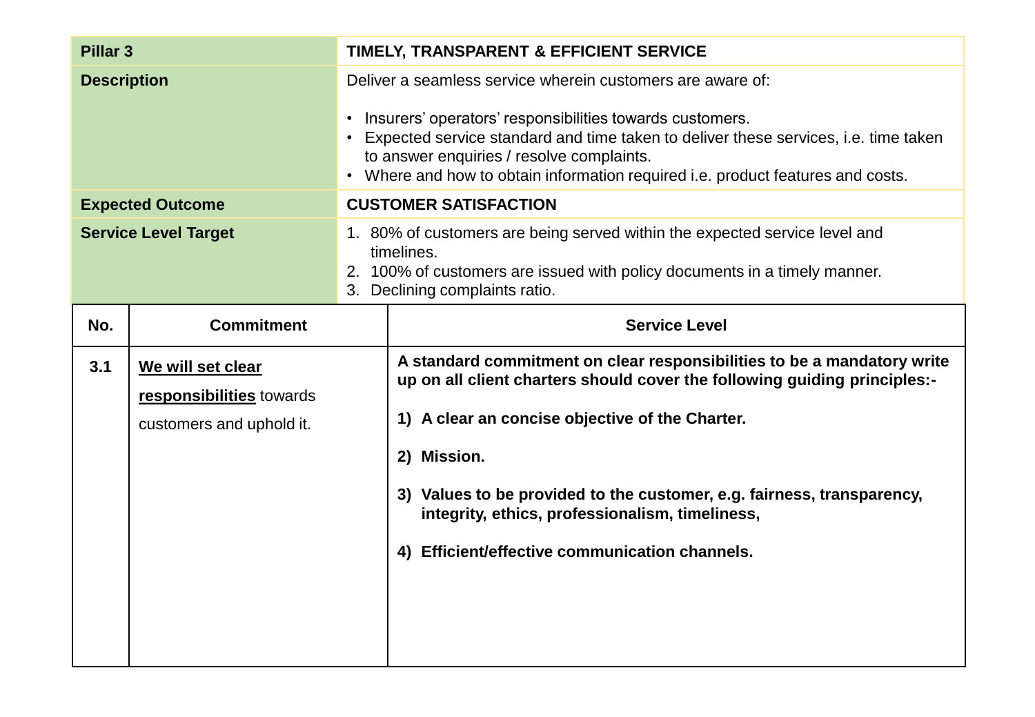| Pillar 3 | TIMELY, TRANSPARENT & EFFICIENT SERVICE |
|---|---|
| **Description** | Deliver a seamless service wherein customers are aware of:<br><br>• Insurers' operators' responsibilities towards customers.<br>• Expected service standard and time taken to deliver these services, i.e. time taken to answer enquiries / resolve complaints.<br>• Where and how to obtain information required i.e. product features and costs. |
| **Expected Outcome** | **CUSTOMER SATISFACTION** |
| **Service Level Target** | 1. 80% of customers are being served within the expected service level and timelines.<br>2. 100% of customers are issued with policy documents in a timely manner.<br>3. Declining complaints ratio. |

| No. | Commitment | Service Level |
|---|---|---|
| 3.1 | **<u>We will set clear responsibilities</u>** towards customers and uphold it. | **A standard commitment on clear responsibilities to be a mandatory write up on all client charters should cover the following guiding principles:-**<br><br>**1) A clear an concise objective of the Charter.**<br><br>**2) Mission.**<br><br>**3) Values to be provided to the customer, e.g. fairness, transparency, integrity, ethics, professionalism, timeliness,**<br><br>**4) Efficient/effective communication channels.** |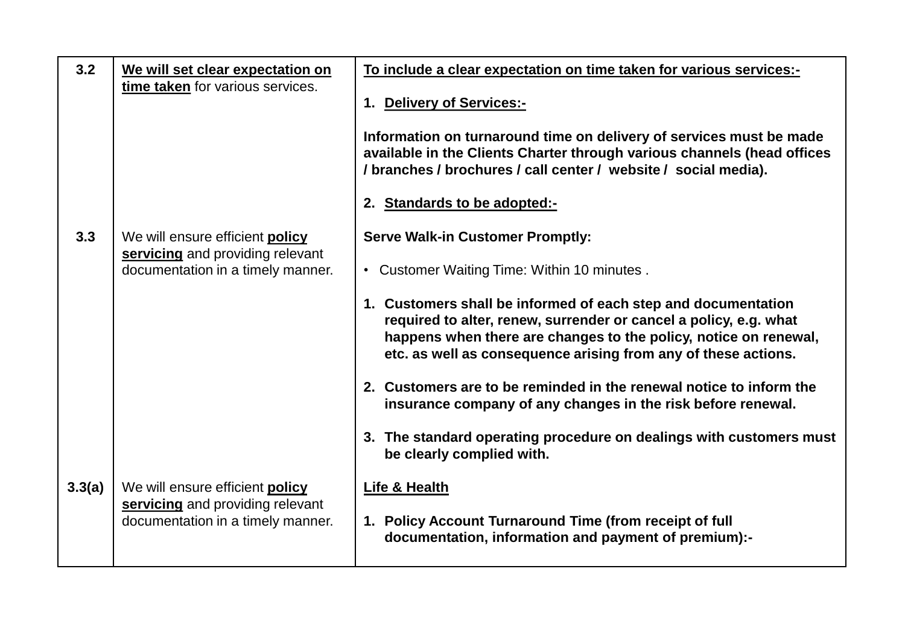| | | |
|---|---|---|
| **3.2** | **<u>We will set clear expectation on time taken</u>** for various services. | **<u>To include a clear expectation on time taken for various services:-</u>**<br><br>1. **<u>Delivery of Services:-</u>**<br><br>**Information on turnaround time on delivery of services must be made available in the Clients Charter through various channels (head offices / branches / brochures / call center / website / social media).**<br><br>2. **<u>Standards to be adopted:-</u>** |
| **3.3** | We will ensure efficient **<u>policy servicing</u>** and providing relevant documentation in a timely manner. | **Serve Walk-in Customer Promptly:**<br><br>• Customer Waiting Time: Within 10 minutes .<br><br>1. **Customers shall be informed of each step and documentation required to alter, renew, surrender or cancel a policy, e.g. what happens when there are changes to the policy, notice on renewal, etc. as well as consequence arising from any of these actions.**<br><br>2. **Customers are to be reminded in the renewal notice to inform the insurance company of any changes in the risk before renewal.**<br><br>3. **The standard operating procedure on dealings with customers must be clearly complied with.** |
| **3.3(a)** | We will ensure efficient **<u>policy servicing</u>** and providing relevant documentation in a timely manner. | **<u>Life & Health</u>**<br><br>1. **Policy Account Turnaround Time (from receipt of full documentation, information and payment of premium):-** |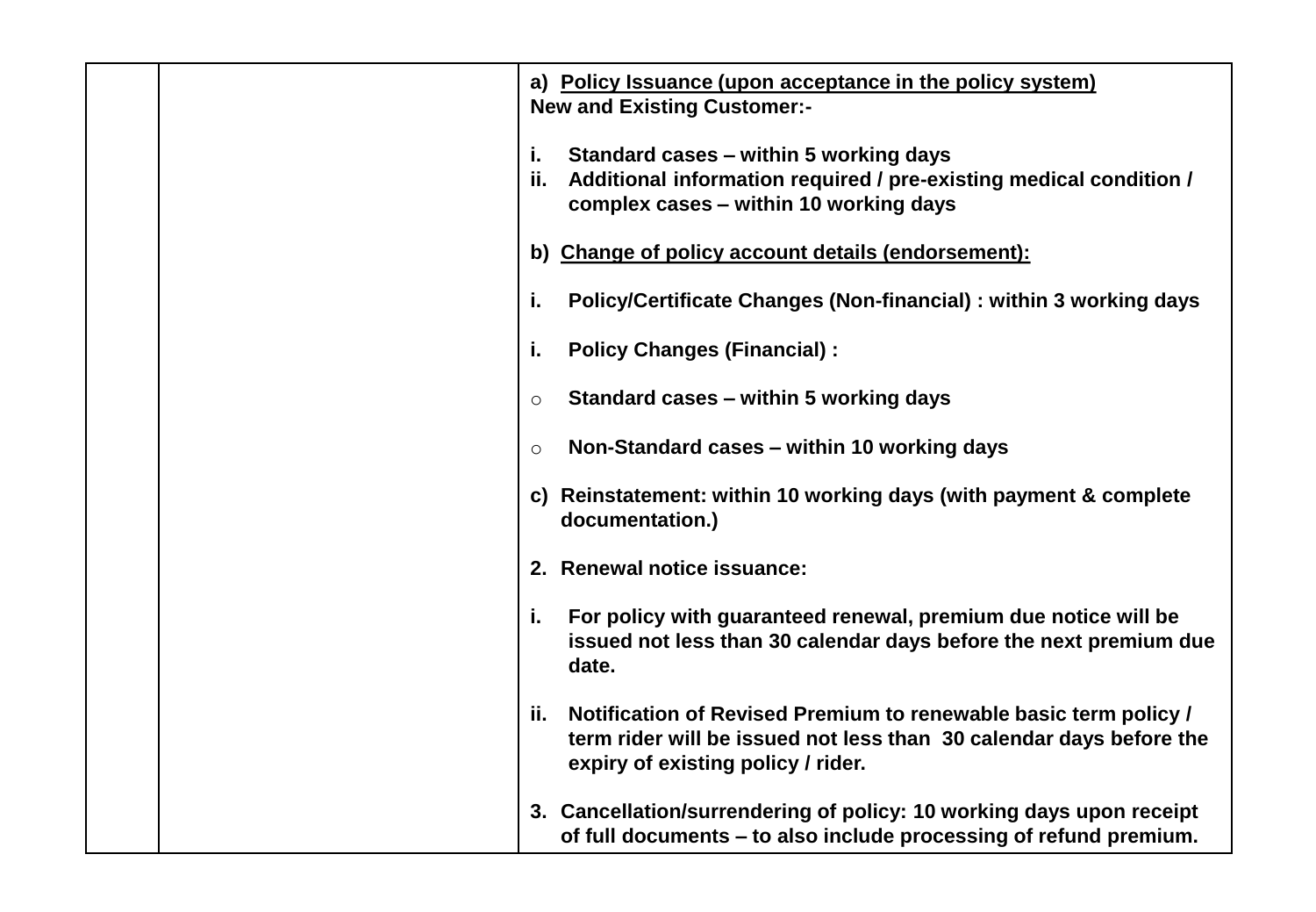| | | **a) <u>Policy Issuance (upon acceptance in the policy system)</u>**<br>**New and Existing Customer:-**<br><br>**i. Standard cases – within 5 working days**<br>**ii. Additional information required / pre-existing medical condition / complex cases – within 10 working days**<br><br>**b) <u>Change of policy account details (endorsement):</u>**<br><br>**i. Policy/Certificate Changes (Non-financial) : within 3 working days**<br><br>**i. Policy Changes (Financial) :**<br><br>**o Standard cases – within 5 working days**<br><br>**o Non-Standard cases – within 10 working days**<br><br>**c) Reinstatement: within 10 working days (with payment & complete documentation.)**<br><br>**2. Renewal notice issuance:**<br><br>**i. For policy with guaranteed renewal, premium due notice will be issued not less than 30 calendar days before the next premium due date.**<br><br>**ii. Notification of Revised Premium to renewable basic term policy / term rider will be issued not less than 30 calendar days before the expiry of existing policy / rider.**<br><br>**3. Cancellation/surrendering of policy: 10 working days upon receipt of full documents – to also include processing of refund premium.** |
|---|---|---|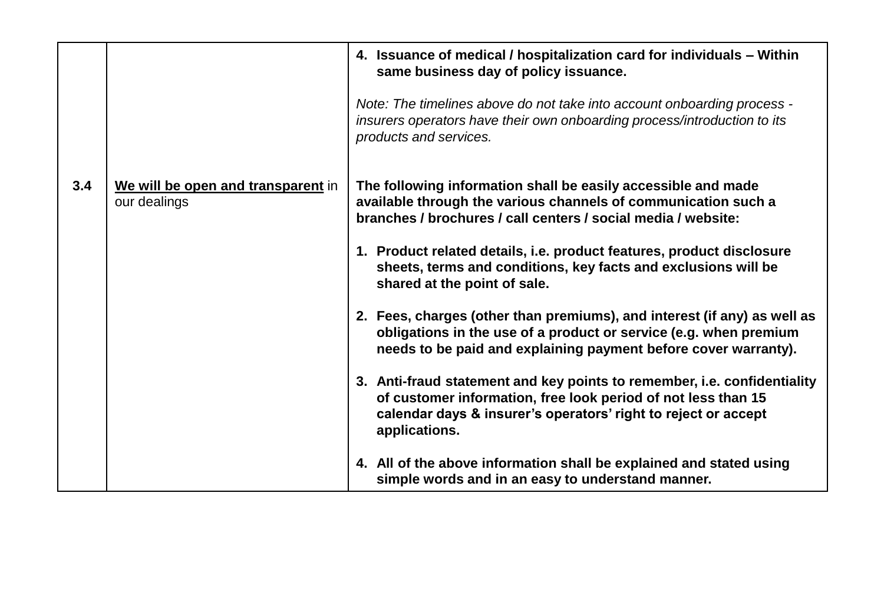| | | |
|---|---|---|
| | | **4. Issuance of medical / hospitalization card for individuals – Within same business day of policy issuance.**<br><br>*Note: The timelines above do not take into account onboarding process - insurers operators have their own onboarding process/introduction to its products and services.* |
| **3.4** | **<u>We will be open and transparent</u>** in our dealings | **The following information shall be easily accessible and made available through the various channels of communication such a branches / brochures / call centers / social media / website:**<br><br>**1. Product related details, i.e. product features, product disclosure sheets, terms and conditions, key facts and exclusions will be shared at the point of sale.**<br><br>**2. Fees, charges (other than premiums), and interest (if any) as well as obligations in the use of a product or service (e.g. when premium needs to be paid and explaining payment before cover warranty).**<br><br>**3. Anti-fraud statement and key points to remember, i.e. confidentiality of customer information, free look period of not less than 15 calendar days & insurer's operators' right to reject or accept applications.**<br><br>**4. All of the above information shall be explained and stated using simple words and in an easy to understand manner.** |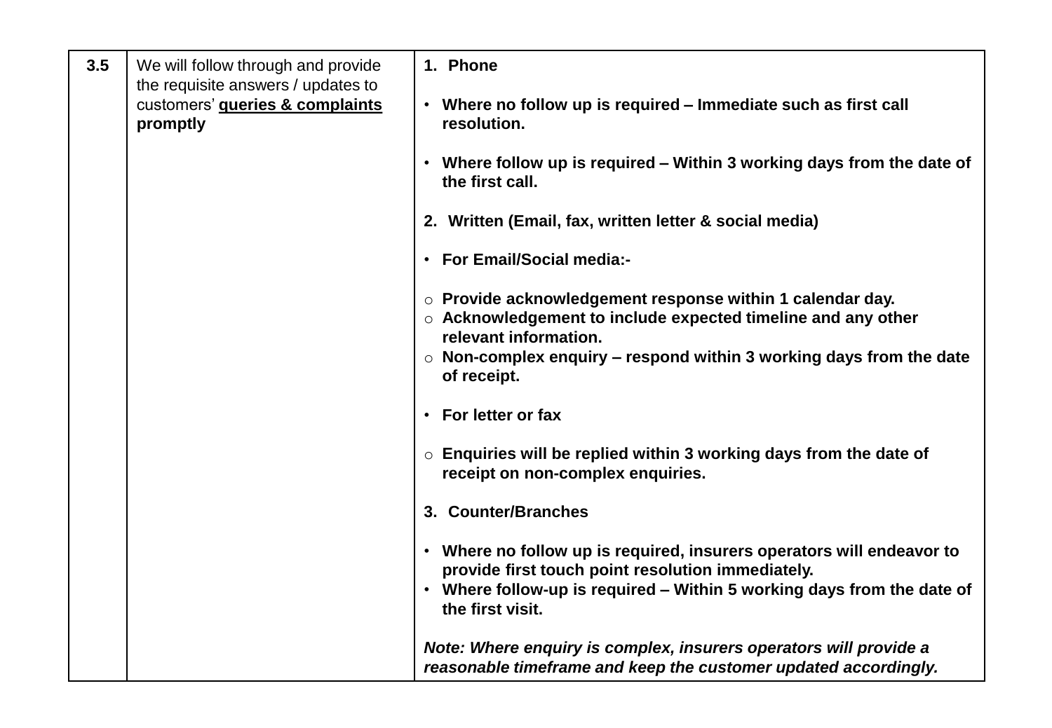| | | |
|---|---|---|
| **3.5** | We will follow through and provide the requisite answers / updates to customers' <u>**queries & complaints**</u> **promptly** | **1. Phone**<br><br>• **Where no follow up is required – Immediate such as first call resolution.**<br><br>• **Where follow up is required – Within 3 working days from the date of the first call.**<br><br>**2. Written (Email, fax, written letter & social media)**<br><br>• **For Email/Social media:-**<br><br>○ **Provide acknowledgement response within 1 calendar day.**<br>○ **Acknowledgement to include expected timeline and any other relevant information.**<br>○ **Non-complex enquiry – respond within 3 working days from the date of receipt.**<br><br>• **For letter or fax**<br><br>○ **Enquiries will be replied within 3 working days from the date of receipt on non-complex enquiries.**<br><br>**3. Counter/Branches**<br><br>• **Where no follow up is required, insurers operators will endeavor to provide first touch point resolution immediately.**<br>• **Where follow-up is required – Within 5 working days from the date of the first visit.**<br><br>***Note: Where enquiry is complex, insurers operators will provide a reasonable timeframe and keep the customer updated accordingly.*** |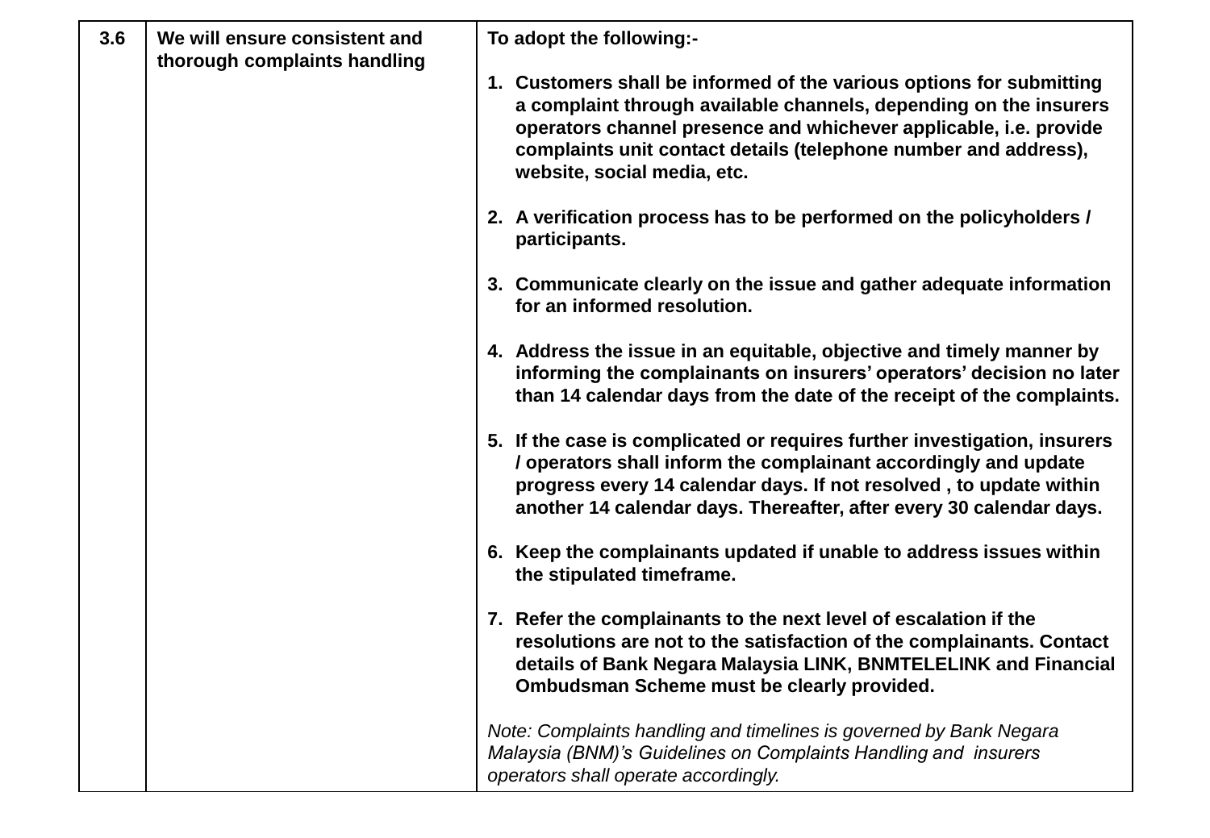| | | |
|---|---|---|
| **3.6** | **We will ensure consistent and thorough complaints handling** | **To adopt the following:-**<br><br>**1. Customers shall be informed of the various options for submitting a complaint through available channels, depending on the insurers operators channel presence and whichever applicable, i.e. provide complaints unit contact details (telephone number and address), website, social media, etc.**<br><br>**2. A verification process has to be performed on the policyholders / participants.**<br><br>**3. Communicate clearly on the issue and gather adequate information for an informed resolution.**<br><br>**4. Address the issue in an equitable, objective and timely manner by informing the complainants on insurers' operators' decision no later than 14 calendar days from the date of the receipt of the complaints.**<br><br>**5. If the case is complicated or requires further investigation, insurers / operators shall inform the complainant accordingly and update progress every 14 calendar days. If not resolved , to update within another 14 calendar days. Thereafter, after every 30 calendar days.**<br><br>**6. Keep the complainants updated if unable to address issues within the stipulated timeframe.**<br><br>**7. Refer the complainants to the next level of escalation if the resolutions are not to the satisfaction of the complainants. Contact details of Bank Negara Malaysia LINK, BNMTELELINK and Financial Ombudsman Scheme must be clearly provided.**<br><br>*Note: Complaints handling and timelines is governed by Bank Negara Malaysia (BNM)'s Guidelines on Complaints Handling and insurers operators shall operate accordingly.* |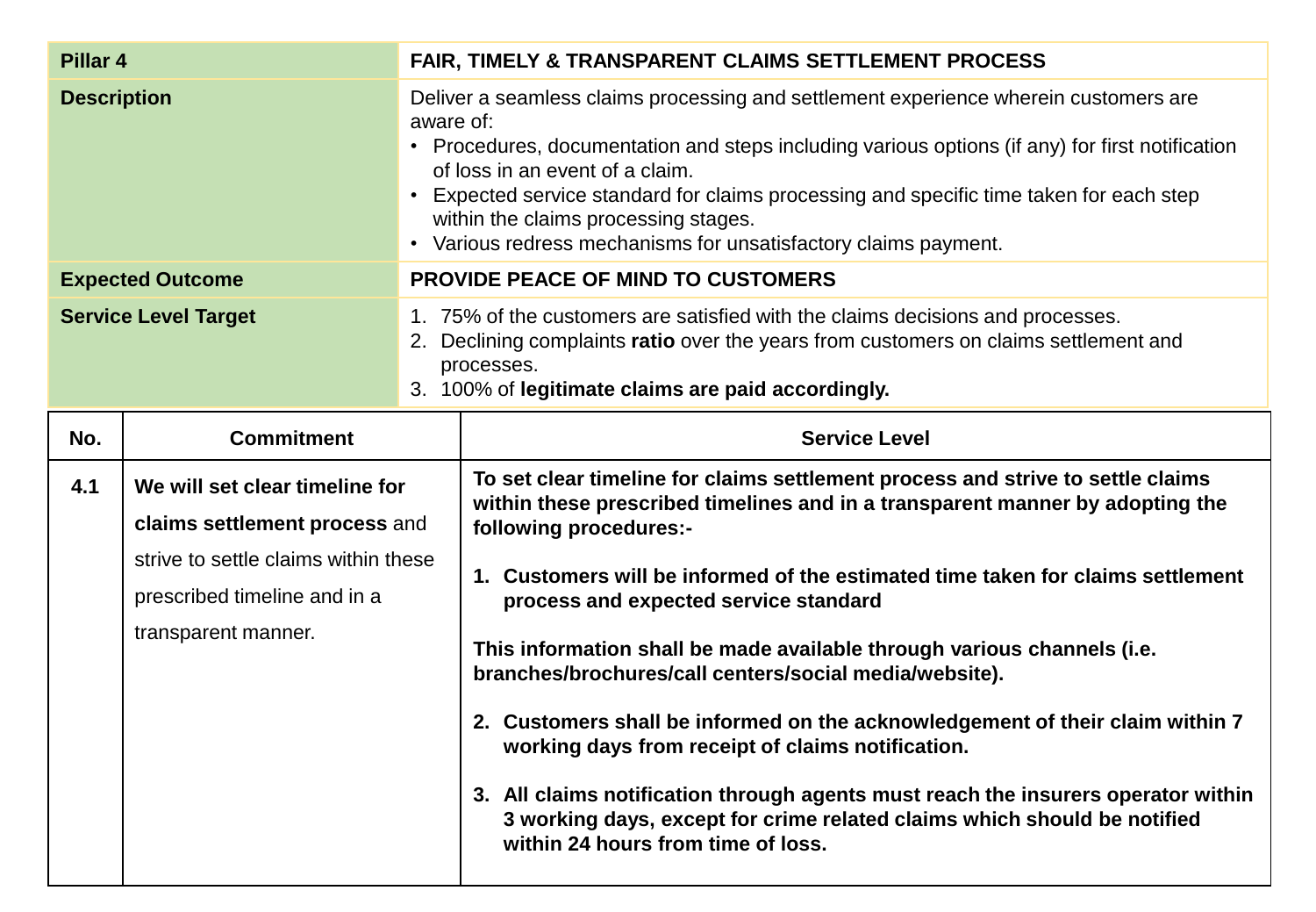| Pillar 4 | FAIR, TIMELY & TRANSPARENT CLAIMS SETTLEMENT PROCESS |
|---|---|
| **Description** | Deliver a seamless claims processing and settlement experience wherein customers are aware of:<br>• Procedures, documentation and steps including various options (if any) for first notification of loss in an event of a claim.<br>• Expected service standard for claims processing and specific time taken for each step within the claims processing stages.<br>• Various redress mechanisms for unsatisfactory claims payment. |
| **Expected Outcome** | **PROVIDE PEACE OF MIND TO CUSTOMERS** |
| **Service Level Target** | 1. 75% of the customers are satisfied with the claims decisions and processes.<br>2. Declining complaints **ratio** over the years from customers on claims settlement and processes.<br>3. 100% of **legitimate claims are paid accordingly.** |

| No. | Commitment | Service Level |
|---|---|---|
| 4.1 | **We will set clear timeline for claims settlement process** and strive to settle claims within these prescribed timeline and in a transparent manner. | **To set clear timeline for claims settlement process and strive to settle claims within these prescribed timelines and in a transparent manner by adopting the following procedures:-**<br><br>**1. Customers will be informed of the estimated time taken for claims settlement process and expected service standard**<br><br>**This information shall be made available through various channels (i.e. branches/brochures/call centers/social media/website).**<br><br>**2. Customers shall be informed on the acknowledgement of their claim within 7 working days from receipt of claims notification.**<br><br>**3. All claims notification through agents must reach the insurers operator within 3 working days, except for crime related claims which should be notified within 24 hours from time of loss.** |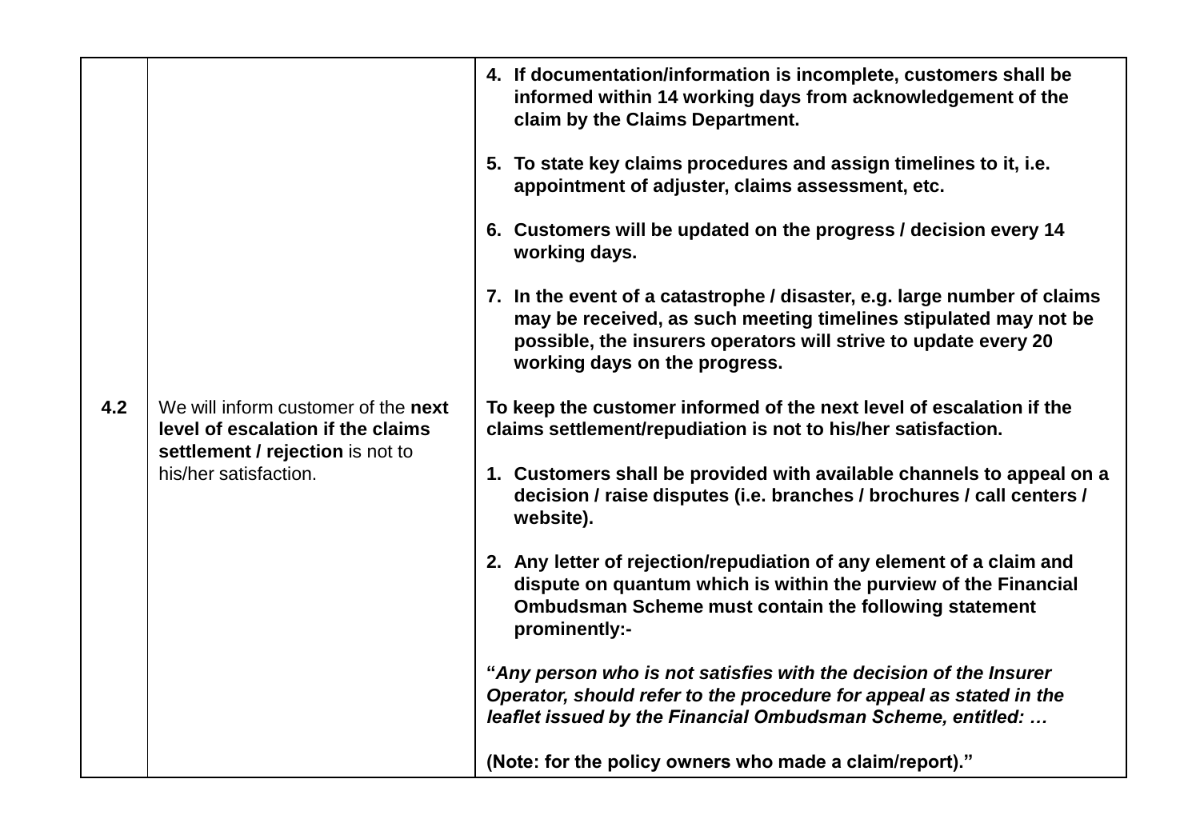| | | |
|---|---|---|
| | | **4. If documentation/information is incomplete, customers shall be informed within 14 working days from acknowledgement of the claim by the Claims Department.**<br><br>**5. To state key claims procedures and assign timelines to it, i.e. appointment of adjuster, claims assessment, etc.**<br><br>**6. Customers will be updated on the progress / decision every 14 working days.**<br><br>**7. In the event of a catastrophe / disaster, e.g. large number of claims may be received, as such meeting timelines stipulated may not be possible, the insurers operators will strive to update every 20 working days on the progress.** |
| **4.2** | We will inform customer of the **next level of escalation if the claims settlement / rejection** is not to his/her satisfaction. | **To keep the customer informed of the next level of escalation if the claims settlement/repudiation is not to his/her satisfaction.**<br><br>**1. Customers shall be provided with available channels to appeal on a decision / raise disputes (i.e. branches / brochures / call centers / website).**<br><br>**2. Any letter of rejection/repudiation of any element of a claim and dispute on quantum which is within the purview of the Financial Ombudsman Scheme must contain the following statement prominently:-**<br><br>**"*Any person who is not satisfies with the decision of the Insurer Operator, should refer to the procedure for appeal as stated in the leaflet issued by the Financial Ombudsman Scheme, entitled: …***<br><br>**(Note: for the policy owners who made a claim/report)."** |